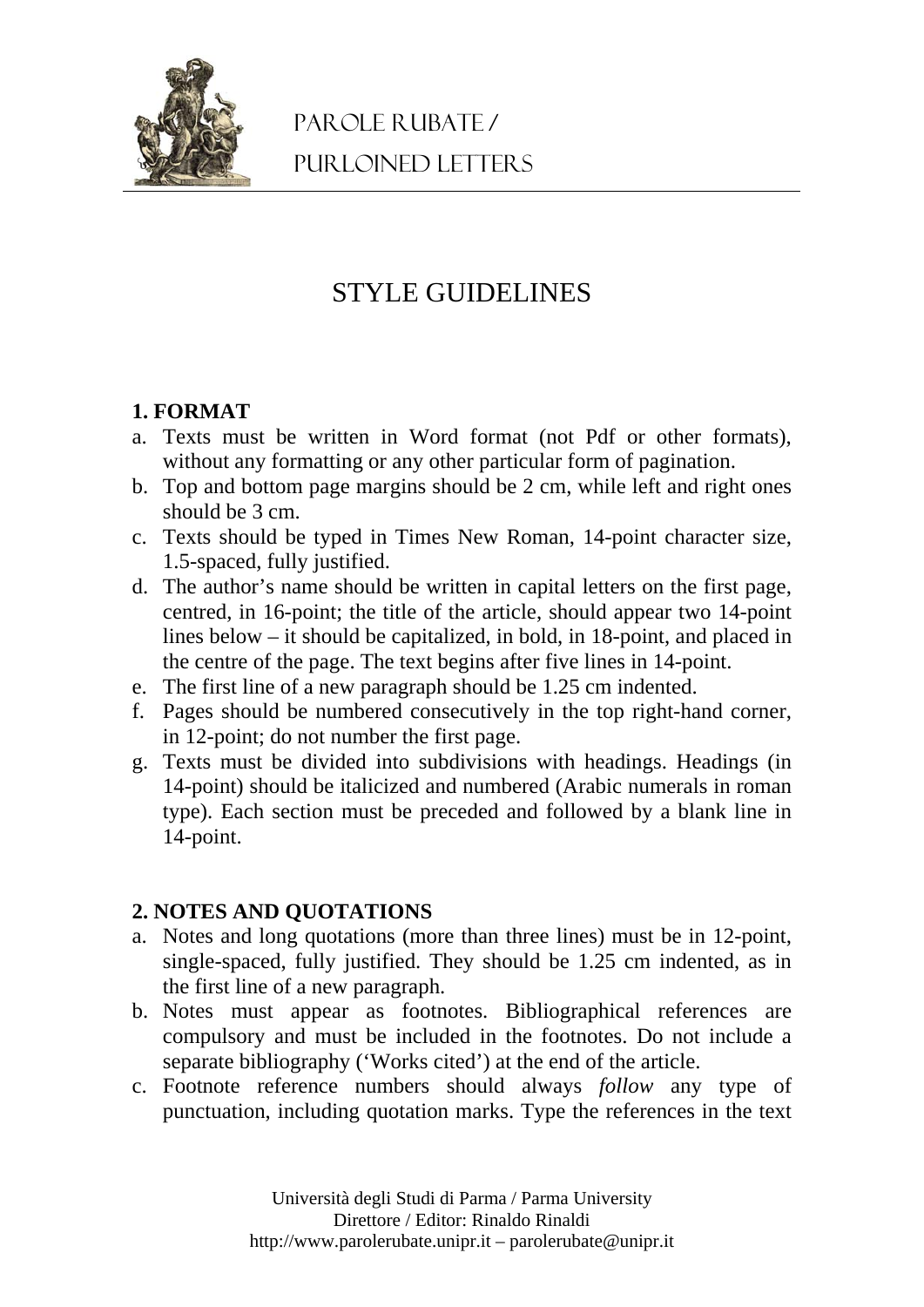# PAROLE RUBATE / PURLOINED LETTERS

## STYLE GUIDELINES

### 1. FORMAT

a. Texts must be written in Word format (not Pdf or other formats), without any formatting or any other particular form of pagination.
b. Top and bottom page margins should be 2 cm, while left and right ones should be 3 cm.
c. Texts should be typed in Times New Roman, 14-point character size, 1.5-spaced, fully justified.
d. The author's name should be written in capital letters on the first page, centred, in 16-point; the title of the article, should appear two 14-point lines below – it should be capitalized, in bold, in 18-point, and placed in the centre of the page. The text begins after five lines in 14-point.
e. The first line of a new paragraph should be 1.25 cm indented.
f. Pages should be numbered consecutively in the top right-hand corner, in 12-point; do not number the first page.
g. Texts must be divided into subdivisions with headings. Headings (in 14-point) should be italicized and numbered (Arabic numerals in roman type). Each section must be preceded and followed by a blank line in 14-point.

### 2. NOTES AND QUOTATIONS

a. Notes and long quotations (more than three lines) must be in 12-point, single-spaced, fully justified. They should be 1.25 cm indented, as in the first line of a new paragraph.
b. Notes must appear as footnotes. Bibliographical references are compulsory and must be included in the footnotes. Do not include a separate bibliography ('Works cited') at the end of the article.
c. Footnote reference numbers should always *follow* any type of punctuation, including quotation marks. Type the references in the text

Università degli Studi di Parma / Parma University
Direttore / Editor: Rinaldo Rinaldi
http://www.parolerubate.unipr.it – parolerubate@unipr.it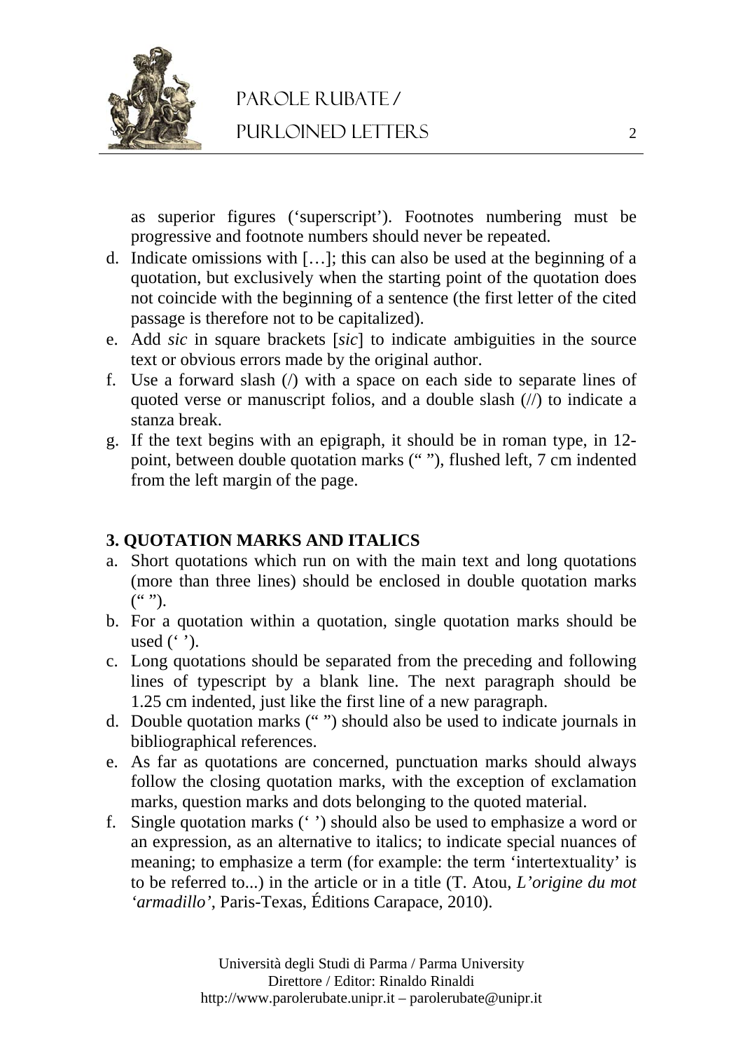as superior figures ('superscript'). Footnotes numbering must be progressive and footnote numbers should never be repeated.

d. Indicate omissions with […]; this can also be used at the beginning of a quotation, but exclusively when the starting point of the quotation does not coincide with the beginning of a sentence (the first letter of the cited passage is therefore not to be capitalized).
e. Add *sic* in square brackets [*sic*] to indicate ambiguities in the source text or obvious errors made by the original author.
f. Use a forward slash (/) with a space on each side to separate lines of quoted verse or manuscript folios, and a double slash (//) to indicate a stanza break.
g. If the text begins with an epigraph, it should be in roman type, in 12-point, between double quotation marks (" "), flushed left, 7 cm indented from the left margin of the page.

**3. QUOTATION MARKS AND ITALICS**

a. Short quotations which run on with the main text and long quotations (more than three lines) should be enclosed in double quotation marks (" ").
b. For a quotation within a quotation, single quotation marks should be used (' ').
c. Long quotations should be separated from the preceding and following lines of typescript by a blank line. The next paragraph should be 1.25 cm indented, just like the first line of a new paragraph.
d. Double quotation marks (" ") should also be used to indicate journals in bibliographical references.
e. As far as quotations are concerned, punctuation marks should always follow the closing quotation marks, with the exception of exclamation marks, question marks and dots belonging to the quoted material.
f. Single quotation marks (' ') should also be used to emphasize a word or an expression, as an alternative to italics; to indicate special nuances of meaning; to emphasize a term (for example: the term 'intertextuality' is to be referred to...) in the article or in a title (T. Atou, *L'origine du mot 'armadillo'*, Paris-Texas, Éditions Carapace, 2010).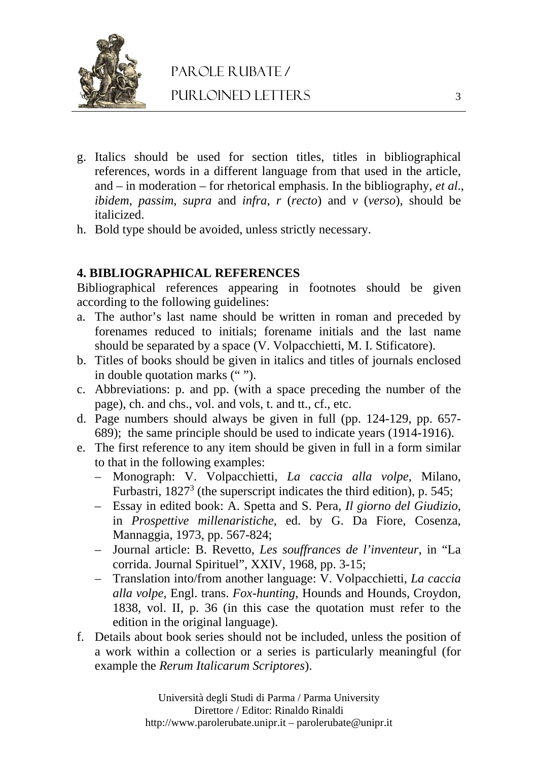g. Italics should be used for section titles, titles in bibliographical references, words in a different language from that used in the article, and – in moderation – for rhetorical emphasis. In the bibliography, *et al*., *ibidem*, *passim*, *supra* and *infra*, *r* (*recto*) and *v* (*verso*), should be italicized.
h. Bold type should be avoided, unless strictly necessary.

**4. BIBLIOGRAPHICAL REFERENCES**

Bibliographical references appearing in footnotes should be given according to the following guidelines:

a. The author's last name should be written in roman and preceded by forenames reduced to initials; forename initials and the last name should be separated by a space (V. Volpacchietti, M. I. Stificatore).
b. Titles of books should be given in italics and titles of journals enclosed in double quotation marks (" ").
c. Abbreviations: p. and pp. (with a space preceding the number of the page), ch. and chs., vol. and vols, t. and tt., cf., etc.
d. Page numbers should always be given in full (pp. 124-129, pp. 657-689); the same principle should be used to indicate years (1914-1916).
e. The first reference to any item should be given in full in a form similar to that in the following examples:
   – Monograph: V. Volpacchietti, *La caccia alla volpe*, Milano, Furbastri, 1827[3] (the superscript indicates the third edition), p. 545;
   – Essay in edited book: A. Spetta and S. Pera, *Il giorno del Giudizio*, in *Prospettive millenaristiche*, ed. by G. Da Fiore, Cosenza, Mannaggia, 1973, pp. 567-824;
   – Journal article: B. Revetto, *Les souffrances de l'inventeur*, in "La corrida. Journal Spirituel", XXIV, 1968, pp. 3-15;
   – Translation into/from another language: V. Volpacchietti, *La caccia alla volpe*, Engl. trans. *Fox-hunting*, Hounds and Hounds, Croydon, 1838, vol. II, p. 36 (in this case the quotation must refer to the edition in the original language).
f. Details about book series should not be included, unless the position of a work within a collection or a series is particularly meaningful (for example the *Rerum Italicarum Scriptores*).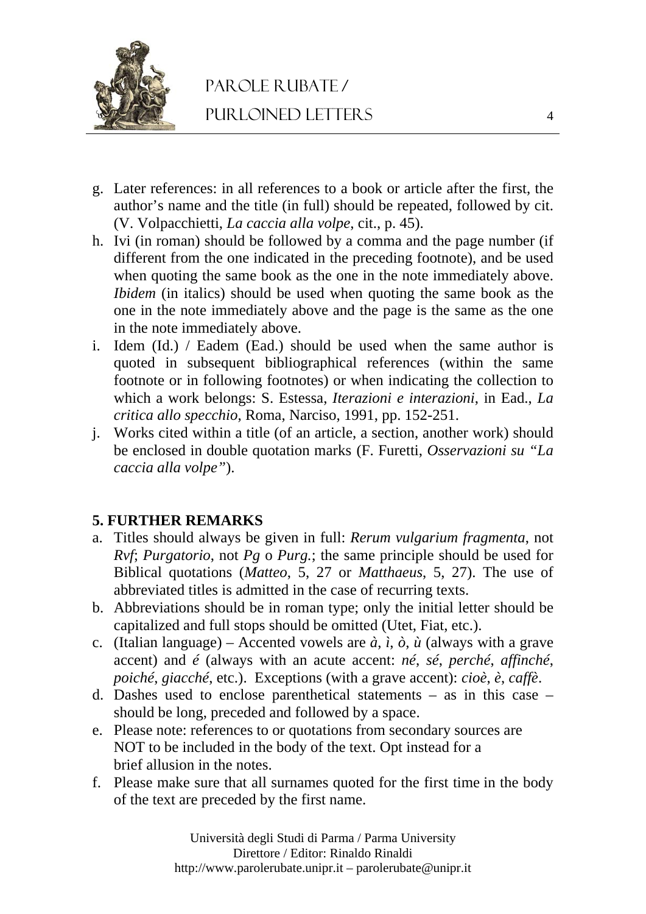g. Later references: in all references to a book or article after the first, the author's name and the title (in full) should be repeated, followed by cit. (V. Volpacchietti, *La caccia alla volpe*, cit., p. 45).
h. Ivi (in roman) should be followed by a comma and the page number (if different from the one indicated in the preceding footnote), and be used when quoting the same book as the one in the note immediately above. *Ibidem* (in italics) should be used when quoting the same book as the one in the note immediately above and the page is the same as the one in the note immediately above.
i. Idem (Id.) / Eadem (Ead.) should be used when the same author is quoted in subsequent bibliographical references (within the same footnote or in following footnotes) or when indicating the collection to which a work belongs: S. Estessa, *Iterazioni e interazioni*, in Ead., *La critica allo specchio*, Roma, Narciso, 1991, pp. 152-251.
j. Works cited within a title (of an article, a section, another work) should be enclosed in double quotation marks (F. Furetti, *Osservazioni su "La caccia alla volpe"*).

## 5. FURTHER REMARKS

a. Titles should always be given in full: *Rerum vulgarium fragmenta*, not *Rvf*; *Purgatorio*, not *Pg* o *Purg.*; the same principle should be used for Biblical quotations (*Matteo*, 5, 27 or *Matthaeus*, 5, 27). The use of abbreviated titles is admitted in the case of recurring texts.
b. Abbreviations should be in roman type; only the initial letter should be capitalized and full stops should be omitted (Utet, Fiat, etc.).
c. (Italian language) – Accented vowels are *à*, *ì*, *ò*, *ù* (always with a grave accent) and *é* (always with an acute accent: *né*, *sé*, *perché*, *affinché*, *poiché*, *giacché*, etc.). Exceptions (with a grave accent): *cioè*, *è*, *caffè*.
d. Dashes used to enclose parenthetical statements – as in this case – should be long, preceded and followed by a space.
e. Please note: references to or quotations from secondary sources are NOT to be included in the body of the text. Opt instead for a brief allusion in the notes.
f. Please make sure that all surnames quoted for the first time in the body of the text are preceded by the first name.